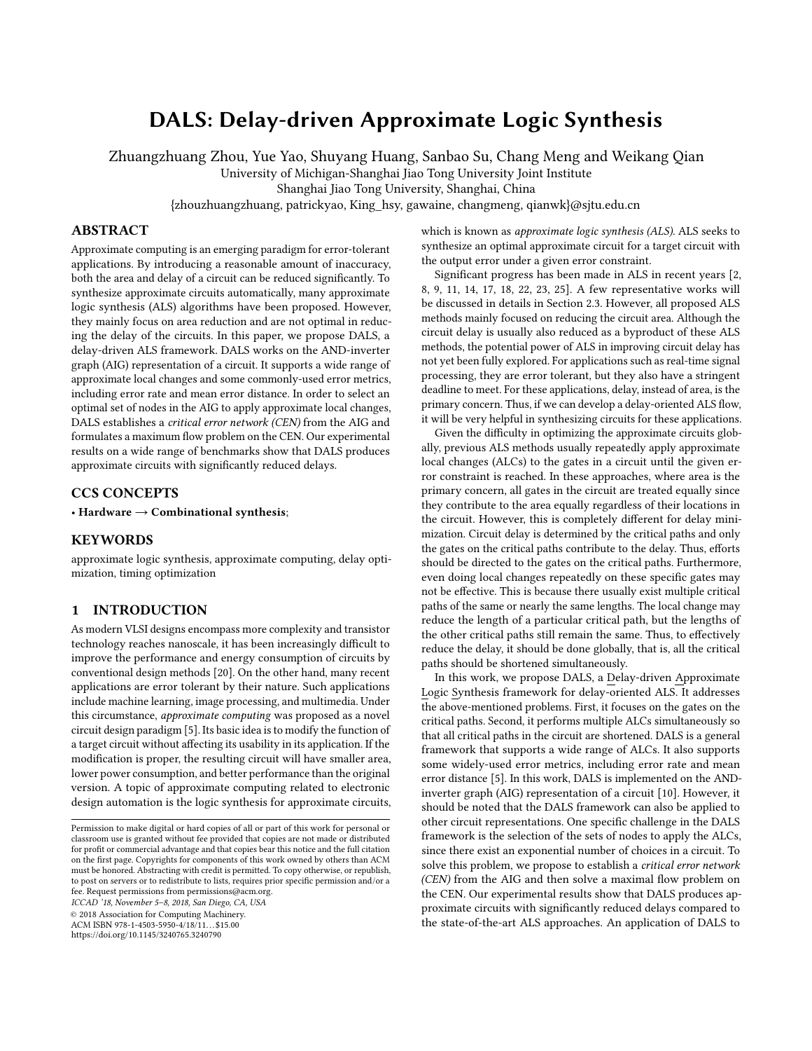# DALS: Delay-driven Approximate Logic Synthesis

Zhuangzhuang Zhou, Yue Yao, Shuyang Huang, Sanbao Su, Chang Meng and Weikang Qian

University of Michigan-Shanghai Jiao Tong University Joint Institute

Shanghai Jiao Tong University, Shanghai, China

{zhouzhuangzhuang, patrickyao, King_hsy, gawaine, changmeng, qianwk}@sjtu.edu.cn

## ABSTRACT

Approximate computing is an emerging paradigm for error-tolerant applications. By introducing a reasonable amount of inaccuracy, both the area and delay of a circuit can be reduced significantly. To synthesize approximate circuits automatically, many approximate logic synthesis (ALS) algorithms have been proposed. However, they mainly focus on area reduction and are not optimal in reducing the delay of the circuits. In this paper, we propose DALS, a delay-driven ALS framework. DALS works on the AND-inverter graph (AIG) representation of a circuit. It supports a wide range of approximate local changes and some commonly-used error metrics, including error rate and mean error distance. In order to select an optimal set of nodes in the AIG to apply approximate local changes, DALS establishes a *critical error network (CEN)* from the AIG and formulates a maximum flow problem on the CEN. Our experimental results on a wide range of benchmarks show that DALS produces approximate circuits with significantly reduced delays.

## CCS CONCEPTS

• **Hardware → Combinational synthesis**;

## KEYWORDS

approximate logic synthesis, approximate computing, delay optimization, timing optimization

## 1 INTRODUCTION

As modern VLSI designs encompass more complexity and transistor technology reaches nanoscale, it has been increasingly difficult to improve the performance and energy consumption of circuits by conventional design methods [20]. On the other hand, many recent applications are error tolerant by their nature. Such applications include machine learning, image processing, and multimedia. Under this circumstance, *approximate computing* was proposed as a novel circuit design paradigm [5]. Its basic idea is to modify the function of a target circuit without affecting its usability in its application. If the modification is proper, the resulting circuit will have smaller area, lower power consumption, and better performance than the original version. A topic of approximate computing related to electronic design automation is the logic synthesis for approximate circuits, which is known as *approximate logic synthesis (ALS)*. ALS seeks to synthesize an optimal approximate circuit for a target circuit with the output error under a given error constraint.

Significant progress has been made in ALS in recent years [2, 8, 9, 11, 14, 17, 18, 22, 23, 25]. A few representative works will be discussed in details in Section 2.3. However, all proposed ALS methods mainly focused on reducing the circuit area. Although the circuit delay is usually also reduced as a byproduct of these ALS methods, the potential power of ALS in improving circuit delay has not yet been fully explored. For applications such as real-time signal processing, they are error tolerant, but they also have a stringent deadline to meet. For these applications, delay, instead of area, is the primary concern. Thus, if we can develop a delay-oriented ALS flow, it will be very helpful in synthesizing circuits for these applications.

Given the difficulty in optimizing the approximate circuits globally, previous ALS methods usually repeatedly apply approximate local changes (ALCs) to the gates in a circuit until the given error constraint is reached. In these approaches, where area is the primary concern, all gates in the circuit are treated equally since they contribute to the area equally regardless of their locations in the circuit. However, this is completely different for delay minimization. Circuit delay is determined by the critical paths and only the gates on the critical paths contribute to the delay. Thus, efforts should be directed to the gates on the critical paths. Furthermore, even doing local changes repeatedly on these specific gates may not be effective. This is because there usually exist multiple critical paths of the same or nearly the same lengths. The local change may reduce the length of a particular critical path, but the lengths of the other critical paths still remain the same. Thus, to effectively reduce the delay, it should be done globally, that is, all the critical paths should be shortened simultaneously.

In this work, we propose DALS, a Delay-driven Approximate Logic Synthesis framework for delay-oriented ALS. It addresses the above-mentioned problems. First, it focuses on the gates on the critical paths. Second, it performs multiple ALCs simultaneously so that all critical paths in the circuit are shortened. DALS is a general framework that supports a wide range of ALCs. It also supports some widely-used error metrics, including error rate and mean error distance [5]. In this work, DALS is implemented on the AND-inverter graph (AIG) representation of a circuit [10]. However, it should be noted that the DALS framework can also be applied to other circuit representations. One specific challenge in the DALS framework is the selection of the sets of nodes to apply the ALCs, since there exist an exponential number of choices in a circuit. To solve this problem, we propose to establish a *critical error network (CEN)* from the AIG and then solve a maximal flow problem on the CEN. Our experimental results show that DALS produces approximate circuits with significantly reduced delays compared to the state-of-the-art ALS approaches. An application of DALS to

Permission to make digital or hard copies of all or part of this work for personal or classroom use is granted without fee provided that copies are not made or distributed for profit or commercial advantage and that copies bear this notice and the full citation on the first page. Copyrights for components of this work owned by others than ACM must be honored. Abstracting with credit is permitted. To copy otherwise, or republish, to post on servers or to redistribute to lists, requires prior specific permission and/or a fee. Request permissions from permissions@acm.org.

ICCAD '18, November 5–8, 2018, San Diego, CA, USA

© 2018 Association for Computing Machinery.

ACM ISBN 978-1-4503-5950-4/18/11…$15.00

https://doi.org/10.1145/3240765.3240790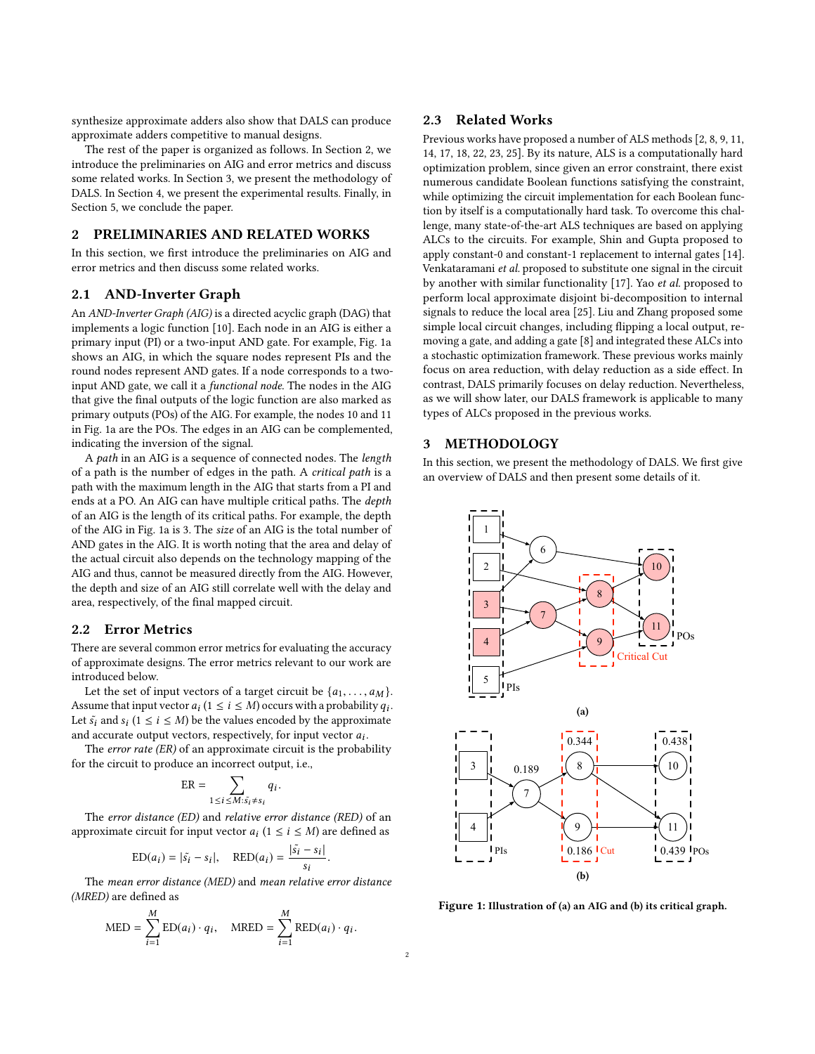synthesize approximate adders also show that DALS can produce approximate adders competitive to manual designs.

The rest of the paper is organized as follows. In Section 2, we introduce the preliminaries on AIG and error metrics and discuss some related works. In Section 3, we present the methodology of DALS. In Section 4, we present the experimental results. Finally, in Section 5, we conclude the paper.

## 2 PRELIMINARIES AND RELATED WORKS

In this section, we first introduce the preliminaries on AIG and error metrics and then discuss some related works.

### 2.1 AND-Inverter Graph

An *AND-Inverter Graph (AIG)* is a directed acyclic graph (DAG) that implements a logic function [10]. Each node in an AIG is either a primary input (PI) or a two-input AND gate. For example, Fig. 1a shows an AIG, in which the square nodes represent PIs and the round nodes represent AND gates. If a node corresponds to a two-input AND gate, we call it a *functional node*. The nodes in the AIG that give the final outputs of the logic function are also marked as primary outputs (POs) of the AIG. For example, the nodes 10 and 11 in Fig. 1a are the POs. The edges in an AIG can be complemented, indicating the inversion of the signal.

A *path* in an AIG is a sequence of connected nodes. The *length* of a path is the number of edges in the path. A *critical path* is a path with the maximum length in the AIG that starts from a PI and ends at a PO. An AIG can have multiple critical paths. The *depth* of an AIG is the length of its critical paths. For example, the depth of the AIG in Fig. 1a is 3. The *size* of an AIG is the total number of AND gates in the AIG. It is worth noting that the area and delay of the actual circuit also depends on the technology mapping of the AIG and thus, cannot be measured directly from the AIG. However, the depth and size of an AIG still correlate well with the delay and area, respectively, of the final mapped circuit.

### 2.2 Error Metrics

There are several common error metrics for evaluating the accuracy of approximate designs. The error metrics relevant to our work are introduced below.

Let the set of input vectors of a target circuit be $\{a_1, \ldots, a_M\}$. Assume that input vector $a_i$ ($1 \le i \le M$) occurs with a probability $q_i$. Let $\tilde{s_i}$ and $s_i$ ($1 \le i \le M$) be the values encoded by the approximate and accurate output vectors, respectively, for input vector $a_i$.

The *error rate (ER)* of an approximate circuit is the probability for the circuit to produce an incorrect output, i.e.,

$$\text{ER} = \sum_{1 \le i \le M: \tilde{s_i} \neq s_i} q_i.$$

The *error distance (ED)* and *relative error distance (RED)* of an approximate circuit for input vector $a_i$ ($1 \le i \le M$) are defined as

$$\text{ED}(a_i) = |\tilde{s_i} - s_i|, \quad \text{RED}(a_i) = \frac{|\tilde{s_i} - s_i|}{s_i}.$$

The *mean error distance (MED)* and *mean relative error distance (MRED)* are defined as

$$\text{MED} = \sum_{i=1}^{M} \text{ED}(a_i) \cdot q_i, \quad \text{MRED} = \sum_{i=1}^{M} \text{RED}(a_i) \cdot q_i.$$

### 2.3 Related Works

Previous works have proposed a number of ALS methods [2, 8, 9, 11, 14, 17, 18, 22, 23, 25]. By its nature, ALS is a computationally hard optimization problem, since given an error constraint, there exist numerous candidate Boolean functions satisfying the constraint, while optimizing the circuit implementation for each Boolean function by itself is a computationally hard task. To overcome this challenge, many state-of-the-art ALS techniques are based on applying ALCs to the circuits. For example, Shin and Gupta proposed to apply constant-0 and constant-1 replacement to internal gates [14]. Venkataramani *et al.* proposed to substitute one signal in the circuit by another with similar functionality [17]. Yao *et al.* proposed to perform local approximate disjoint bi-decomposition to internal signals to reduce the local area [25]. Liu and Zhang proposed some simple local circuit changes, including flipping a local output, removing a gate, and adding a gate [8] and integrated these ALCs into a stochastic optimization framework. These previous works mainly focus on area reduction, with delay reduction as a side effect. In contrast, DALS primarily focuses on delay reduction. Nevertheless, as we will show later, our DALS framework is applicable to many types of ALCs proposed in the previous works.

## 3 METHODOLOGY

In this section, we present the methodology of DALS. We first give an overview of DALS and then present some details of it.

**Figure 1: Illustration of (a) an AIG and (b) its critical graph.**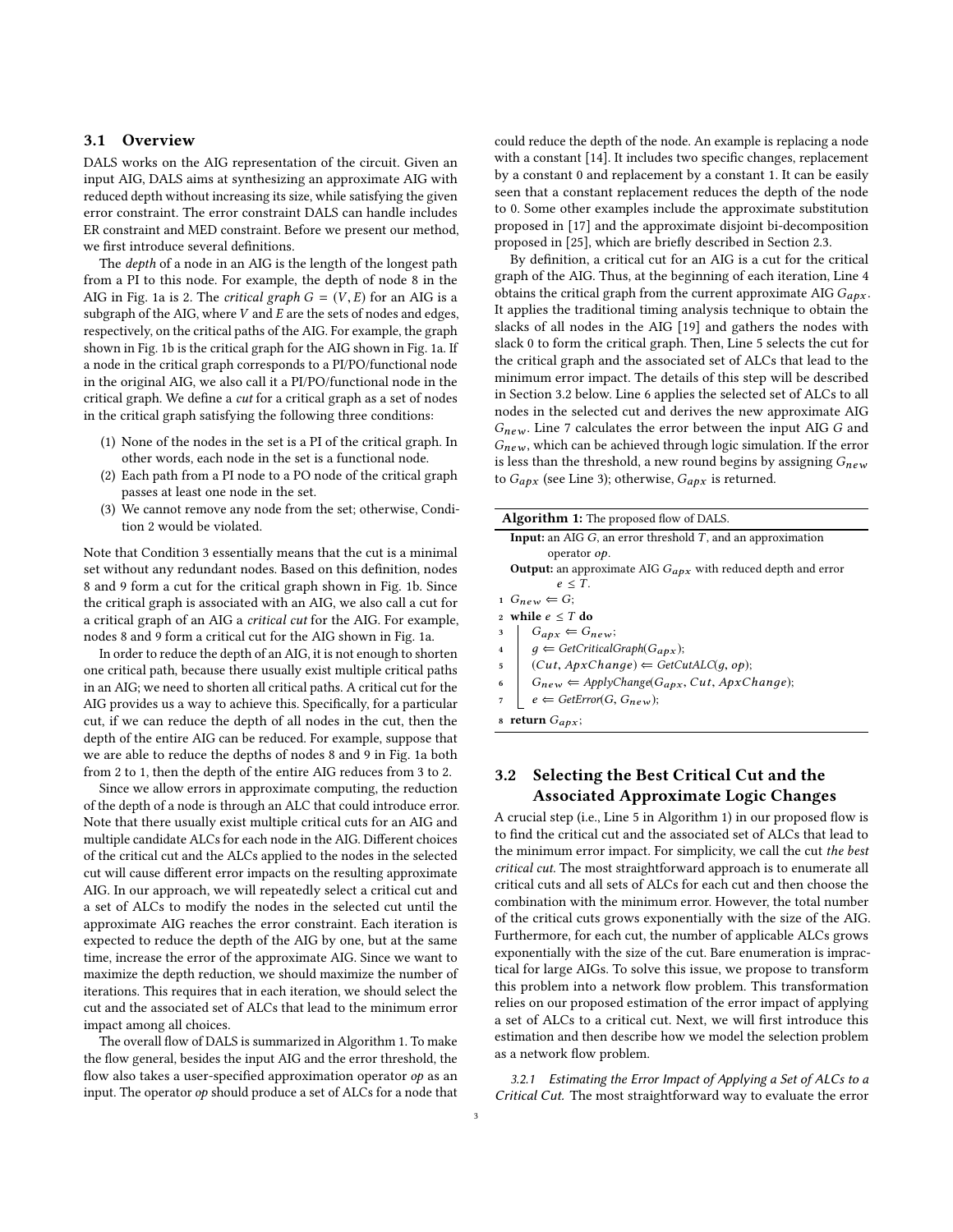### 3.1 Overview

DALS works on the AIG representation of the circuit. Given an input AIG, DALS aims at synthesizing an approximate AIG with reduced depth without increasing its size, while satisfying the given error constraint. The error constraint DALS can handle includes ER constraint and MED constraint. Before we present our method, we first introduce several definitions.

The *depth* of a node in an AIG is the length of the longest path from a PI to this node. For example, the depth of node 8 in the AIG in Fig. 1a is 2. The *critical graph* $G = (V, E)$ for an AIG is a subgraph of the AIG, where $V$ and $E$ are the sets of nodes and edges, respectively, on the critical paths of the AIG. For example, the graph shown in Fig. 1b is the critical graph for the AIG shown in Fig. 1a. If a node in the critical graph corresponds to a PI/PO/functional node in the original AIG, we also call it a PI/PO/functional node in the critical graph. We define a *cut* for a critical graph as a set of nodes in the critical graph satisfying the following three conditions:

1. None of the nodes in the set is a PI of the critical graph. In other words, each node in the set is a functional node.
2. Each path from a PI node to a PO node of the critical graph passes at least one node in the set.
3. We cannot remove any node from the set; otherwise, Condition 2 would be violated.

Note that Condition 3 essentially means that the cut is a minimal set without any redundant nodes. Based on this definition, nodes 8 and 9 form a cut for the critical graph shown in Fig. 1b. Since the critical graph is associated with an AIG, we also call a cut for a critical graph of an AIG a *critical cut* for the AIG. For example, nodes 8 and 9 form a critical cut for the AIG shown in Fig. 1a.

In order to reduce the depth of an AIG, it is not enough to shorten one critical path, because there usually exist multiple critical paths in an AIG; we need to shorten all critical paths. A critical cut for the AIG provides us a way to achieve this. Specifically, for a particular cut, if we can reduce the depth of all nodes in the cut, then the depth of the entire AIG can be reduced. For example, suppose that we are able to reduce the depths of nodes 8 and 9 in Fig. 1a both from 2 to 1, then the depth of the entire AIG reduces from 3 to 2.

Since we allow errors in approximate computing, the reduction of the depth of a node is through an ALC that could introduce error. Note that there usually exist multiple critical cuts for an AIG and multiple candidate ALCs for each node in the AIG. Different choices of the critical cut and the ALCs applied to the nodes in the selected cut will cause different error impacts on the resulting approximate AIG. In our approach, we will repeatedly select a critical cut and a set of ALCs to modify the nodes in the selected cut until the approximate AIG reaches the error constraint. Each iteration is expected to reduce the depth of the AIG by one, but at the same time, increase the error of the approximate AIG. Since we want to maximize the depth reduction, we should maximize the number of iterations. This requires that in each iteration, we should select the cut and the associated set of ALCs that lead to the minimum error impact among all choices.

The overall flow of DALS is summarized in Algorithm 1. To make the flow general, besides the input AIG and the error threshold, the flow also takes a user-specified approximation operator *op* as an input. The operator *op* should produce a set of ALCs for a node that could reduce the depth of the node. An example is replacing a node with a constant [14]. It includes two specific changes, replacement by a constant 0 and replacement by a constant 1. It can be easily seen that a constant replacement reduces the depth of the node to 0. Some other examples include the approximate substitution proposed in [17] and the approximate disjoint bi-decomposition proposed in [25], which are briefly described in Section 2.3.

By definition, a critical cut for an AIG is a cut for the critical graph of the AIG. Thus, at the beginning of each iteration, Line 4 obtains the critical graph from the current approximate AIG $G_{apx}$. It applies the traditional timing analysis technique to obtain the slacks of all nodes in the AIG [19] and gathers the nodes with slack 0 to form the critical graph. Then, Line 5 selects the cut for the critical graph and the associated set of ALCs that lead to the minimum error impact. The details of this step will be described in Section 3.2 below. Line 6 applies the selected set of ALCs to all nodes in the selected cut and derives the new approximate AIG $G_{new}$. Line 7 calculates the error between the input AIG $G$ and $G_{new}$, which can be achieved through logic simulation. If the error is less than the threshold, a new round begins by assigning $G_{new}$ to $G_{apx}$ (see Line 3); otherwise, $G_{apx}$ is returned.

**Algorithm 1:** The proposed flow of DALS.

```
Input: an AIG G, an error threshold T, and an approximation
       operator op.
Output: an approximate AIG G_apx with reduced depth and error
        e ≤ T.
1 G_new ⇐ G;
2 while e ≤ T do
3     G_apx ⇐ G_new;
4     g ⇐ GetCriticalGraph(G_apx);
5     (Cut, ApxChange) ⇐ GetCutALC(g, op);
6     G_new ⇐ ApplyChange(G_apx, Cut, ApxChange);
7     e ⇐ GetError(G, G_new);
8 return G_apx;
```

### 3.2 Selecting the Best Critical Cut and the Associated Approximate Logic Changes

A crucial step (i.e., Line 5 in Algorithm 1) in our proposed flow is to find the critical cut and the associated set of ALCs that lead to the minimum error impact. For simplicity, we call the cut *the best critical cut*. The most straightforward approach is to enumerate all critical cuts and all sets of ALCs for each cut and then choose the combination with the minimum error. However, the total number of the critical cuts grows exponentially with the size of the AIG. Furthermore, for each cut, the number of applicable ALCs grows exponentially with the size of the cut. Bare enumeration is impractical for large AIGs. To solve this issue, we propose to transform this problem into a network flow problem. This transformation relies on our proposed estimation of the error impact of applying a set of ALCs to a critical cut. Next, we will first introduce this estimation and then describe how we model the selection problem as a network flow problem.

*3.2.1 Estimating the Error Impact of Applying a Set of ALCs to a Critical Cut.* The most straightforward way to evaluate the error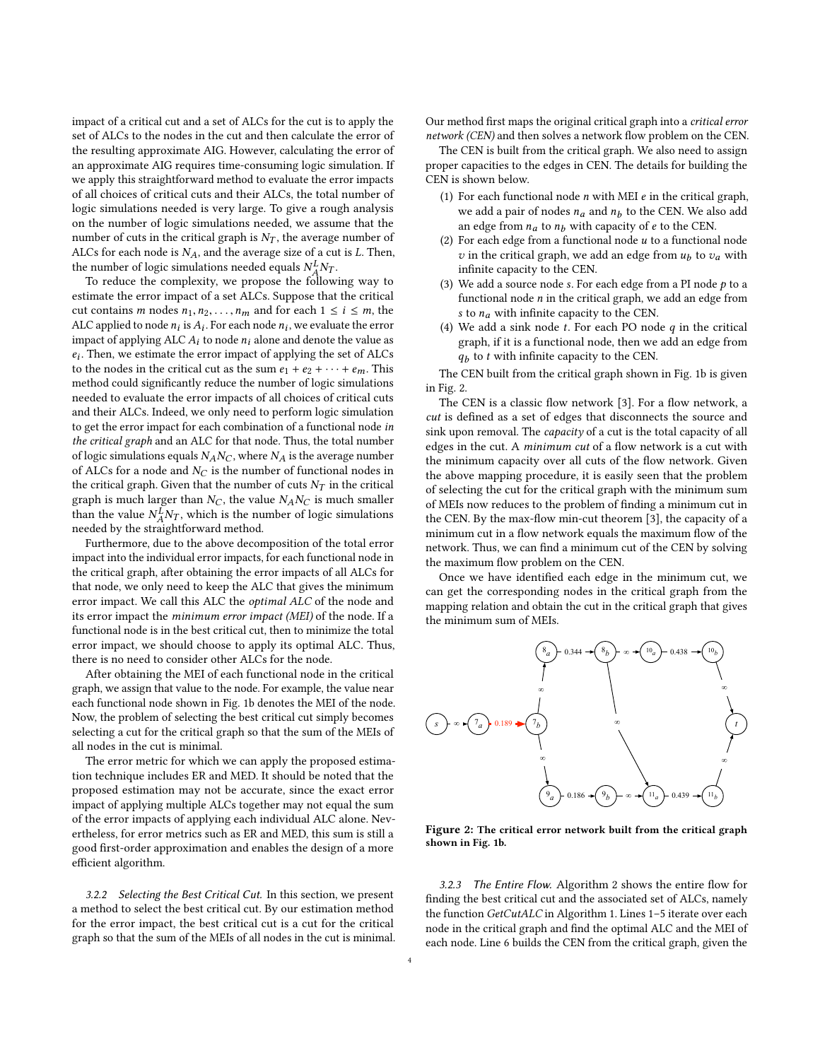impact of a critical cut and a set of ALCs for the cut is to apply the set of ALCs to the nodes in the cut and then calculate the error of the resulting approximate AIG. However, calculating the error of an approximate AIG requires time-consuming logic simulation. If we apply this straightforward method to evaluate the error impacts of all choices of critical cuts and their ALCs, the total number of logic simulations needed is very large. To give a rough analysis on the number of logic simulations needed, we assume that the number of cuts in the critical graph is $N_T$, the average number of ALCs for each node is $N_A$, and the average size of a cut is $L$. Then, the number of logic simulations needed equals $N_A^L N_T$.

To reduce the complexity, we propose the following way to estimate the error impact of a set ALCs. Suppose that the critical cut contains $m$ nodes $n_1, n_2, \ldots, n_m$ and for each $1 \leq i \leq m$, the ALC applied to node $n_i$ is $A_i$. For each node $n_i$, we evaluate the error impact of applying ALC $A_i$ to node $n_i$ alone and denote the value as $e_i$. Then, we estimate the error impact of applying the set of ALCs to the nodes in the critical cut as the sum $e_1 + e_2 + \cdots + e_m$. This method could significantly reduce the number of logic simulations needed to evaluate the error impacts of all choices of critical cuts and their ALCs. Indeed, we only need to perform logic simulation to get the error impact for each combination of a functional node *in the critical graph* and an ALC for that node. Thus, the total number of logic simulations equals $N_A N_C$, where $N_A$ is the average number of ALCs for a node and $N_C$ is the number of functional nodes in the critical graph. Given that the number of cuts $N_T$ in the critical graph is much larger than $N_C$, the value $N_A N_C$ is much smaller than the value $N_A^L N_T$, which is the number of logic simulations needed by the straightforward method.

Furthermore, due to the above decomposition of the total error impact into the individual error impacts, for each functional node in the critical graph, after obtaining the error impacts of all ALCs for that node, we only need to keep the ALC that gives the minimum error impact. We call this ALC the *optimal ALC* of the node and its error impact the *minimum error impact (MEI)* of the node. If a functional node is in the best critical cut, then to minimize the total error impact, we should choose to apply its optimal ALC. Thus, there is no need to consider other ALCs for the node.

After obtaining the MEI of each functional node in the critical graph, we assign that value to the node. For example, the value near each functional node shown in Fig. 1b denotes the MEI of the node. Now, the problem of selecting the best critical cut simply becomes selecting a cut for the critical graph so that the sum of the MEIs of all nodes in the cut is minimal.

The error metric for which we can apply the proposed estimation technique include ER and MED. It should be noted that the proposed estimation may not be accurate, since the exact error impact of applying multiple ALCs together may not equal the sum of the error impacts of applying each individual ALC alone. Nevertheless, for error metrics such as ER and MED, this sum is still a good first-order approximation and enables the design of a more efficient algorithm.

*3.2.2 Selecting the Best Critical Cut.* In this section, we present a method to select the best critical cut. By our estimation method for the error impact, the best critical cut is a cut for the critical graph so that the sum of the MEIs of all nodes in the cut is minimal. Our method first maps the original critical graph into a *critical error network (CEN)* and then solves a network flow problem on the CEN.

The CEN is built from the critical graph. We also need to assign proper capacities to the edges in CEN. The details for building the CEN is shown below.

1. For each functional node $n$ with MEI $e$ in the critical graph, we add a pair of nodes $n_a$ and $n_b$ to the CEN. We also add an edge from $n_a$ to $n_b$ with capacity of $e$ to the CEN.
2. For each edge from a functional node $u$ to a functional node $v$ in the critical graph, we add an edge from $u_b$ to $v_a$ with infinite capacity to the CEN.
3. We add a source node $s$. For each edge from a PI node $p$ to a functional node $n$ in the critical graph, we add an edge from $s$ to $n_a$ with infinite capacity to the CEN.
4. We add a sink node $t$. For each PO node $q$ in the critical graph, if it is a functional node, then we add an edge from $q_b$ to $t$ with infinite capacity to the CEN.

The CEN built from the critical graph shown in Fig. 1b is given in Fig. 2.

The CEN is a classic flow network [3]. For a flow network, a *cut* is defined as a set of edges that disconnects the source and sink upon removal. The *capacity* of a cut is the total capacity of all edges in the cut. A *minimum cut* of a flow network is a cut with the minimum capacity over all cuts of the flow network. Given the above mapping procedure, it is easily seen that the problem of selecting the cut for the critical graph with the minimum sum of MEIs now reduces to the problem of finding a minimum cut in the CEN. By the max-flow min-cut theorem [3], the capacity of a minimum cut in a flow network equals the maximum flow of the network. Thus, we can find a minimum cut of the CEN by solving the maximum flow problem on the CEN.

Once we have identified each edge in the minimum cut, we can get the corresponding nodes in the critical graph from the mapping relation and obtain the cut in the critical graph that gives the minimum sum of MEIs.

**Figure 2: The critical error network built from the critical graph shown in Fig. 1b.**

*3.2.3 The Entire Flow.* Algorithm 2 shows the entire flow for finding the best critical cut and the associated set of ALCs, namely the function *GetCutALC* in Algorithm 1. Lines 1–5 iterate over each node in the critical graph and find the optimal ALC and the MEI of each node. Line 6 builds the CEN from the critical graph, given the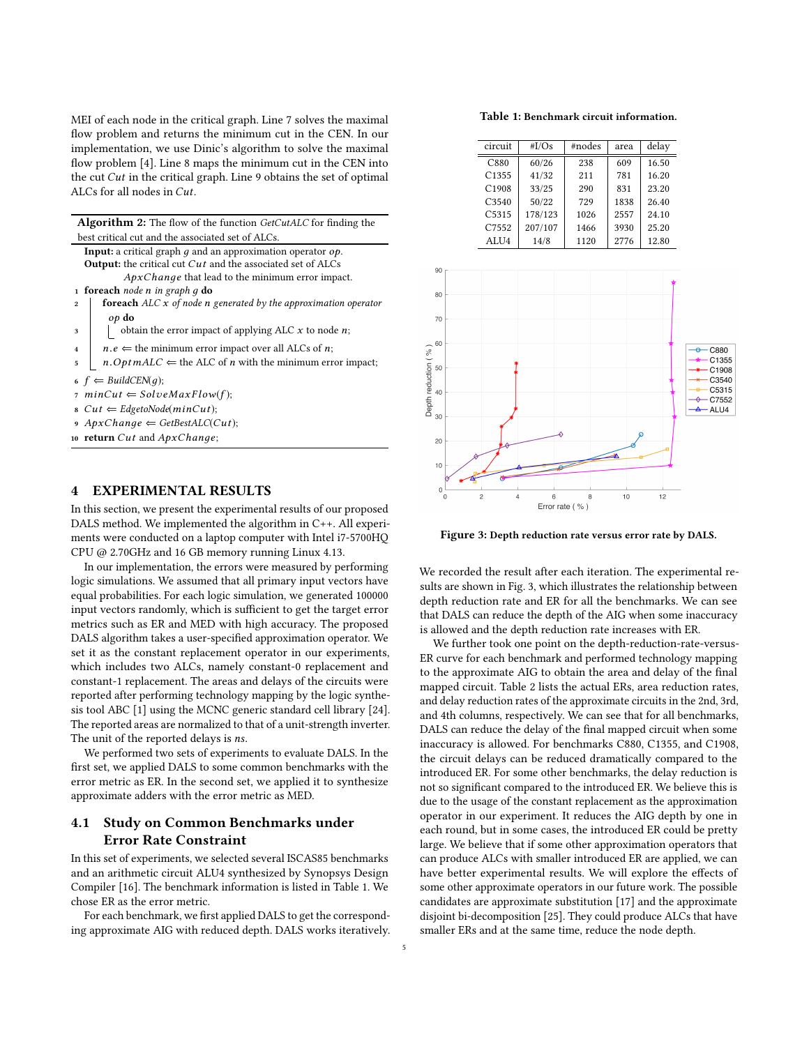MEI of each node in the critical graph. Line 7 solves the maximal flow problem and returns the minimum cut in the CEN. In our implementation, we use Dinic's algorithm to solve the maximal flow problem [4]. Line 8 maps the minimum cut in the CEN into the cut *Cut* in the critical graph. Line 9 obtains the set of optimal ALCs for all nodes in *Cut*.

**Algorithm 2:** The flow of the function *GetCutALC* for finding the best critical cut and the associated set of ALCs.

**Input:** a critical graph $g$ and an approximation operator $op$.
**Output:** the critical cut $Cut$ and the associated set of ALCs $ApxChange$ that lead to the minimum error impact.

```
1  foreach node n in graph g do
2      foreach ALC x of node n generated by the approximation operator op do
3          obtain the error impact of applying ALC x to node n;
4      n.e ⇐ the minimum error impact over all ALCs of n;
5      n.OptmALC ⇐ the ALC of n with the minimum error impact;
6  f ⇐ BuildCEN(g);
7  minCut ⇐ SolveMaxFlow(f);
8  Cut ⇐ EdgetoNode(minCut);
9  ApxChange ⇐ GetBestALC(Cut);
10 return Cut and ApxChange;
```

# 4 EXPERIMENTAL RESULTS

In this section, we present the experimental results of our proposed DALS method. We implemented the algorithm in C++. All experiments were conducted on a laptop computer with Intel i7-5700HQ CPU @ 2.70GHz and 16 GB memory running Linux 4.13.

In our implementation, the errors were measured by performing logic simulations. We assumed that all primary input vectors have equal probabilities. For each logic simulation, we generated 100000 input vectors randomly, which is sufficient to get the target error metrics such as ER and MED with high accuracy. The proposed DALS algorithm takes a user-specified approximation operator. We set it as the constant replacement operator in our experiments, which includes two ALCs, namely constant-0 replacement and constant-1 replacement. The areas and delays of the circuits were reported after performing technology mapping by the logic synthesis tool ABC [1] using the MCNC generic standard cell library [24]. The reported areas are normalized to that of a unit-strength inverter. The unit of the reported delays is *ns*.

We performed two sets of experiments to evaluate DALS. In the first set, we applied DALS to some common benchmarks with the error metric as ER. In the second set, we applied it to synthesize approximate adders with the error metric as MED.

## 4.1 Study on Common Benchmarks under Error Rate Constraint

In this set of experiments, we selected several ISCAS85 benchmarks and an arithmetic circuit ALU4 synthesized by Synopsys Design Compiler [16]. The benchmark information is listed in Table 1. We chose ER as the error metric.

For each benchmark, we first applied DALS to get the corresponding approximate AIG with reduced depth. DALS works iteratively. We recorded the result after each iteration. The experimental results are shown in Fig. 3, which illustrates the relationship between depth reduction rate and ER for all the benchmarks. We can see that DALS can reduce the depth of the AIG when some inaccuracy is allowed and the depth reduction rate increases with ER.

**Table 1: Benchmark circuit information.**

| circuit | #I/Os | #nodes | area | delay |
|---|---|---|---|---|
| C880 | 60/26 | 238 | 609 | 16.50 |
| C1355 | 41/32 | 211 | 781 | 16.20 |
| C1908 | 33/25 | 290 | 831 | 23.20 |
| C3540 | 50/22 | 729 | 1838 | 26.40 |
| C5315 | 178/123 | 1026 | 2557 | 24.10 |
| C7552 | 207/107 | 1466 | 3930 | 25.20 |
| ALU4 | 14/8 | 1120 | 2776 | 12.80 |

**Figure 3: Depth reduction rate versus error rate by DALS.**

We further took one point on the depth-reduction-rate-versus-ER curve for each benchmark and performed technology mapping to the approximate AIG to obtain the area and delay of the final mapped circuit. Table 2 lists the actual ERs, area reduction rates, and delay reduction rates of the approximate circuits in the 2nd, 3rd, and 4th columns, respectively. We can see that for all benchmarks, DALS can reduce the delay of the final mapped circuit when some inaccuracy is allowed. For benchmarks C880, C1355, and C1908, the circuit delays can be reduced dramatically compared to the introduced ER. For some other benchmarks, the delay reduction is not so significant compared to the introduced ER. We believe this is due to the usage of the constant replacement as the approximation operator in our experiment. It reduces the AIG depth by one in each round, but in some cases, the introduced ER could be pretty large. We believe that if some other approximation operators that can produce ALCs with smaller introduced ER are applied, we can have better experimental results. We will explore the effects of some other approximate operators in our future work. The possible candidates are approximate substitution [17] and the approximate disjoint bi-decomposition [25]. They could produce ALCs that have smaller ERs and at the same time, reduce the node depth.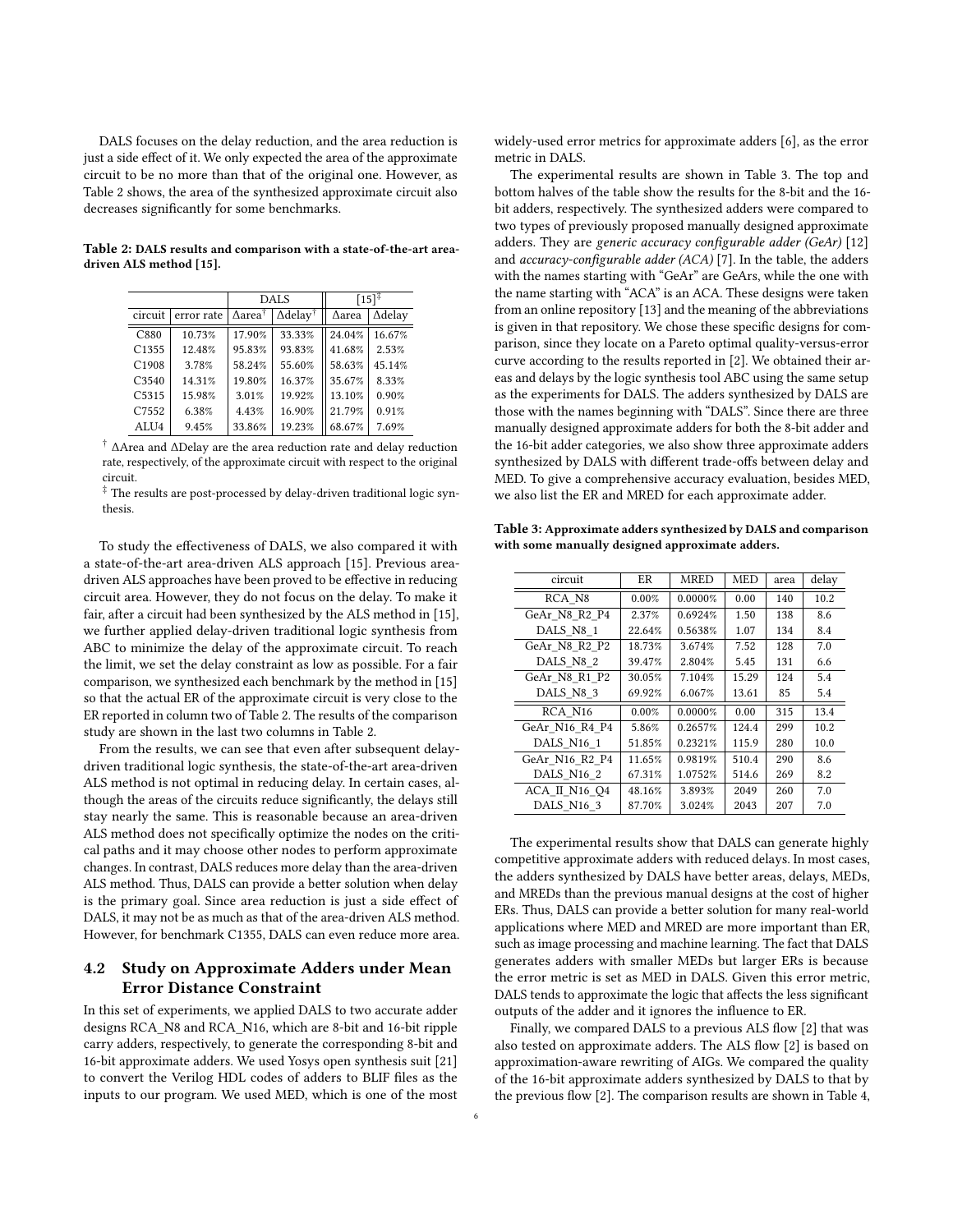DALS focuses on the delay reduction, and the area reduction is just a side effect of it. We only expected the area of the approximate circuit to be no more than that of the original one. However, as Table 2 shows, the area of the synthesized approximate circuit also decreases significantly for some benchmarks.

**Table 2: DALS results and comparison with a state-of-the-art area-driven ALS method [15].**

| | | DALS | | [15][‡] | |
|---|---|---|---|---|---|
| circuit | error rate | ΔArea[†] | Δdelay[†] | Δarea | Δdelay |
| C880 | 10.73% | 17.90% | 33.33% | 24.04% | 16.67% |
| C1355 | 12.48% | 95.83% | 93.83% | 41.68% | 2.53% |
| C1908 | 3.78% | 58.24% | 55.60% | 58.63% | 45.14% |
| C3540 | 14.31% | 19.80% | 16.37% | 35.67% | 8.33% |
| C5315 | 15.98% | 3.01% | 19.92% | 13.10% | 0.90% |
| C7552 | 6.38% | 4.43% | 16.90% | 21.79% | 0.91% |
| ALU4 | 9.45% | 33.86% | 19.23% | 68.67% | 7.69% |

[†] ΔArea and ΔDelay are the area reduction rate and delay reduction rate, respectively, of the approximate circuit with respect to the original circuit.

[‡] The results are post-processed by delay-driven traditional logic synthesis.

To study the effectiveness of DALS, we also compared it with a state-of-the-art area-driven ALS approach [15]. Previous area-driven ALS approaches have been proved to be effective in reducing circuit area. However, they do not focus on the delay. To make it fair, after a circuit had been synthesized by the ALS method in [15], we further applied delay-driven traditional logic synthesis from ABC to minimize the delay of the approximate circuit. To reach the limit, we set the delay constraint as low as possible. For a fair comparison, we synthesized each benchmark by the method in [15] so that the actual ER of the approximate circuit is very close to the ER reported in column two of Table 2. The results of the comparison study are shown in the last two columns in Table 2.

From the results, we can see that even after subsequent delay-driven traditional logic synthesis, the state-of-the-art area-driven ALS method is not optimal in reducing delay. In certain cases, although the areas of the circuits reduce significantly, the delays still stay nearly the same. This is reasonable because an area-driven ALS method does not specifically optimize the nodes on the critical paths and it may choose other nodes to perform approximate changes. In contrast, DALS reduces more delay than the area-driven ALS method. Thus, DALS can provide a better solution when delay is the primary goal. Since area reduction is just a side effect of DALS, it may not be as much as that of the area-driven ALS method. However, for benchmark C1355, DALS can even reduce more area.

## 4.2 Study on Approximate Adders under Mean Error Distance Constraint

In this set of experiments, we applied DALS to two accurate adder designs RCA_N8 and RCA_N16, which are 8-bit and 16-bit ripple carry adders, respectively, to generate the corresponding 8-bit and 16-bit approximate adders. We used Yosys open synthesis suit [21] to convert the Verilog HDL codes of adders to BLIF files as the inputs to our program. We used MED, which is one of the most widely-used error metrics for approximate adders [6], as the error metric in DALS.

The experimental results are shown in Table 3. The top and bottom halves of the table show the results for the 8-bit and the 16-bit adders, respectively. The synthesized adders were compared to two types of previously proposed manually designed approximate adders. They are *generic accuracy configurable adder (GeAr)* [12] and *accuracy-configurable adder (ACA)* [7]. In the table, the adders with the names starting with "GeAr" are GeArs, while the one with the name starting with "ACA" is an ACA. These designs were taken from an online repository [13] and the meaning of the abbreviations is given in that repository. We chose these specific designs for comparison, since they locate on a Pareto optimal quality-versus-error curve according to the results reported in [2]. We obtained their areas and delays by the logic synthesis tool ABC using the same setup as the experiments for DALS. The adders synthesized by DALS are those with the names beginning with "DALS". Since there are three manually designed approximate adders for both the 8-bit adder and the 16-bit adder categories, we also show three approximate adders synthesized by DALS with different trade-offs between delay and MED. To give a comprehensive accuracy evaluation, besides MED, we also list the ER and MRED for each approximate adder.

**Table 3: Approximate adders synthesized by DALS and comparison with some manually designed approximate adders.**

| circuit | ER | MRED | MED | area | delay |
|---|---|---|---|---|---|
| RCA_N8 | 0.00% | 0.0000% | 0.00 | 140 | 10.2 |
| GeAr_N8_R2_P4 | 2.37% | 0.6924% | 1.50 | 138 | 8.6 |
| DALS_N8_1 | 22.64% | 0.5638% | 1.07 | 134 | 8.4 |
| GeAr_N8_R2_P2 | 18.73% | 3.674% | 7.52 | 128 | 7.0 |
| DALS_N8_2 | 39.47% | 2.804% | 5.45 | 131 | 6.6 |
| GeAr_N8_R1_P2 | 30.05% | 7.104% | 15.29 | 124 | 5.4 |
| DALS_N8_3 | 69.92% | 6.067% | 13.61 | 85 | 5.4 |
| RCA_N16 | 0.00% | 0.0000% | 0.00 | 315 | 13.4 |
| GeAr_N16_R4_P4 | 5.86% | 0.2657% | 124.4 | 299 | 10.2 |
| DALS_N16_1 | 51.85% | 0.2321% | 115.9 | 280 | 10.0 |
| GeAr_N16_R2_P4 | 11.65% | 0.9819% | 510.4 | 290 | 8.6 |
| DALS_N16_2 | 67.31% | 1.0752% | 514.6 | 269 | 8.2 |
| ACA_II_N16_Q4 | 48.16% | 3.893% | 2049 | 260 | 7.0 |
| DALS_N16_3 | 87.70% | 3.024% | 2043 | 207 | 7.0 |

The experimental results show that DALS can generate highly competitive approximate adders with reduced delays. In most cases, the adders synthesized by DALS have better areas, delays, MEDs, and MREDs than the previous manual designs at the cost of higher ERs. Thus, DALS can provide a better solution for many real-world applications where MED and MRED are more important than ER, such as image processing and machine learning. The fact that DALS generates adders with smaller MEDs but larger ERs is because the error metric is set as MED in DALS. Given this error metric, DALS tends to approximate the logic that affects the less significant outputs of the adder and it ignores the influence to ER.

Finally, we compared DALS to a previous ALS flow [2] that was also tested on approximate adders. The ALS flow [2] is based on approximation-aware rewriting of AIGs. We compared the quality of the 16-bit approximate adders synthesized by DALS to that by the previous flow [2]. The comparison results are shown in Table 4,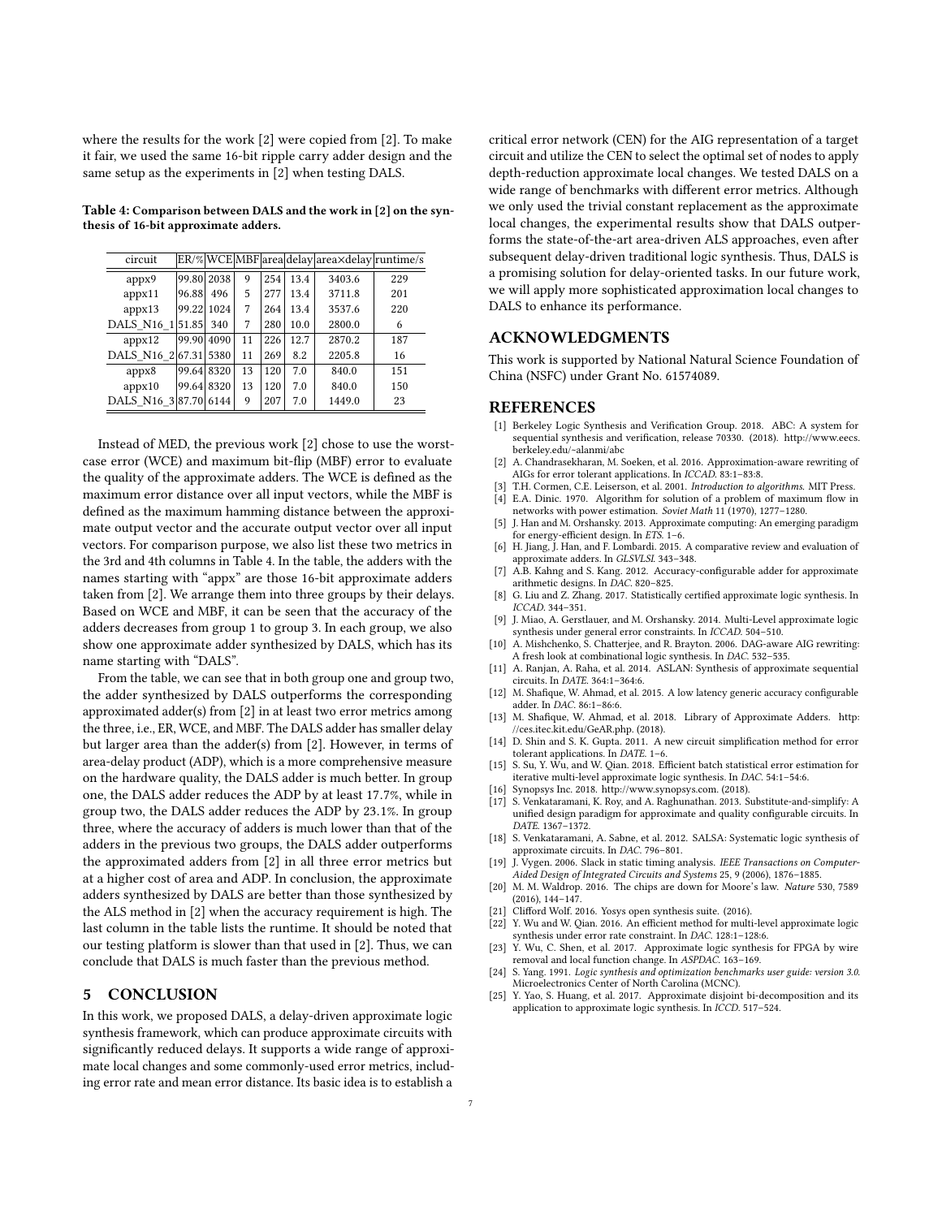where the results for the work [2] were copied from [2]. To make it fair, we used the same 16-bit ripple carry adder design and the same setup as the experiments in [2] when testing DALS.

**Table 4: Comparison between DALS and the work in [2] on the synthesis of 16-bit approximate adders.**

| circuit | ER/% | WCE | MBF | area | delay | area×delay | runtime/s |
|---|---|---|---|---|---|---|---|
| appx9 | 99.80 | 2038 | 9 | 254 | 13.4 | 3403.6 | 229 |
| appx11 | 96.88 | 496 | 5 | 277 | 13.4 | 3711.8 | 201 |
| appx13 | 99.22 | 1024 | 7 | 264 | 13.4 | 3537.6 | 220 |
| DALS_N16_1 | 51.85 | 340 | 7 | 280 | 10.0 | 2800.0 | 6 |
| appx12 | 99.90 | 4090 | 11 | 226 | 12.7 | 2870.2 | 187 |
| DALS_N16_2 | 67.31 | 5380 | 11 | 269 | 8.2 | 2205.8 | 16 |
| appx8 | 99.64 | 8320 | 13 | 120 | 7.0 | 840.0 | 151 |
| appx10 | 99.64 | 8320 | 13 | 120 | 7.0 | 840.0 | 150 |
| DALS_N16_3 | 87.70 | 6144 | 9 | 207 | 7.0 | 1449.0 | 23 |

Instead of MED, the previous work [2] chose to use the worst-case error (WCE) and maximum bit-flip (MBF) error to evaluate the quality of the approximate adders. The WCE is defined as the maximum error distance over all input vectors, while the MBF is defined as the maximum hamming distance between the approximate output vector and the accurate output vector over all input vectors. For comparison purpose, we also list these two metrics in the 3rd and 4th columns in Table 4. In the table, the adders with the names starting with "appx" are those 16-bit approximate adders taken from [2]. We arrange them into three groups by their delays. Based on WCE and MBF, it can be seen that the accuracy of the adders decreases from group 1 to group 3. In each group, we also show one approximate adder synthesized by DALS, which has its name starting with "DALS".

From the table, we can see that in both group one and group two, the adder synthesized by DALS outperforms the corresponding approximated adder(s) from [2] in at least two error metrics among the three, i.e., ER, WCE, and MBF. The DALS adder has smaller delay but larger area than the adder(s) from [2]. However, in terms of area-delay product (ADP), which is a more comprehensive measure on the hardware quality, the DALS adder is much better. In group one, the DALS adder reduces the ADP by at least 17.7%, while in group two, the DALS adder reduces the ADP by 23.1%. In group three, where the accuracy of adders is much lower than that of the adders in the previous two groups, the DALS adder outperforms the approximated adders from [2] in all three error metrics but at a higher cost of area and ADP. In conclusion, the approximate adders synthesized by DALS are better than those synthesized by the ALS method in [2] when the accuracy requirement is high. The last column in the table lists the runtime. It should be noted that our testing platform is slower than that used in [2]. Thus, we can conclude that DALS is much faster than the previous method.

## 5 CONCLUSION

In this work, we proposed DALS, a delay-driven approximate logic synthesis framework, which can produce approximate circuits with significantly reduced delays. It supports a wide range of approximate local changes and some commonly-used error metrics, including error rate and mean error distance. Its basic idea is to establish a critical error network (CEN) for the AIG representation of a target circuit and utilize the CEN to select the optimal set of nodes to apply depth-reduction approximate local changes. We tested DALS on a wide range of benchmarks with different error metrics. Although we only used the trivial constant replacement as the approximate local changes, the experimental results show that DALS outperforms the state-of-the-art area-driven ALS approaches, even after subsequent delay-driven traditional logic synthesis. Thus, DALS is a promising solution for delay-oriented tasks. In our future work, we will apply more sophisticated approximation local changes to DALS to enhance its performance.

## ACKNOWLEDGMENTS

This work is supported by National Natural Science Foundation of China (NSFC) under Grant No. 61574089.

## REFERENCES

[1] Berkeley Logic Synthesis and Verification Group. 2018. ABC: A system for sequential synthesis and verification, release 70330. (2018). http://www.eecs.berkeley.edu/~alanmi/abc

[2] A. Chandrasekharan, M. Soeken, et al. 2016. Approximation-aware rewriting of AIGs for error tolerant applications. In *ICCAD*. 83:1–83:8.

[3] T.H. Cormen, C.E. Leiserson, et al. 2001. *Introduction to algorithms.* MIT Press.

[4] E.A. Dinic. 1970. Algorithm for solution of a problem of maximum flow in networks with power estimation. *Soviet Math* 11 (1970), 1277–1280.

[5] J. Han and M. Orshansky. 2013. Approximate computing: An emerging paradigm for energy-efficient design. In *ETS*. 1–6.

[6] H. Jiang, J. Han, and F. Lombardi. 2015. A comparative review and evaluation of approximate adders. In *GLSVLSI*. 343–348.

[7] A.B. Kahng and S. Kang. 2012. Accuracy-configurable adder for approximate arithmetic designs. In *DAC*. 820–825.

[8] G. Liu and Z. Zhang. 2017. Statistically certified approximate logic synthesis. In *ICCAD*. 344–351.

[9] J. Miao, A. Gerstlauer, and M. Orshansky. 2014. Multi-Level approximate logic synthesis under general error constraints. In *ICCAD*. 504–510.

[10] A. Mishchenko, S. Chatterjee, and R. Brayton. 2006. DAG-aware AIG rewriting: A fresh look at combinational logic synthesis. In *DAC*. 532–535.

[11] A. Ranjan, A. Raha, et al. 2014. ASLAN: Synthesis of approximate sequential circuits. In *DATE*. 364:1–364:6.

[12] M. Shafique, W. Ahmad, et al. 2015. A low latency generic accuracy configurable adder. In *DAC*. 86:1–86:6.

[13] M. Shafique, W. Ahmad, et al. 2018. Library of Approximate Adders. http://ces.itec.kit.edu/GeAR.php. (2018).

[14] D. Shin and S. K. Gupta. 2011. A new circuit simplification method for error tolerant applications. In *DATE*. 1–6.

[15] S. Su, Y. Wu, and W. Qian. 2018. Efficient batch statistical error estimation for iterative multi-level approximate logic synthesis. In *DAC*. 54:1–54:6.

[16] Synopsys Inc. 2018. http://www.synopsys.com. (2018).

[17] S. Venkataramani, K. Roy, and A. Raghunathan. 2013. Substitute-and-simplify: A unified design paradigm for approximate and quality configurable circuits. In *DATE*. 1367–1372.

[18] S. Venkataramani, A. Sabne, et al. 2012. SALSA: Systematic logic synthesis of approximate circuits. In *DAC*. 796–801.

[19] J. Vygen. 2006. Slack in static timing analysis. *IEEE Transactions on Computer-Aided Design of Integrated Circuits and Systems* 25, 9 (2006), 1876–1885.

[20] M. M. Waldrop. 2016. The chips are down for Moore's law. *Nature* 530, 7589 (2016), 144–147.

[21] Clifford Wolf. 2016. Yosys open synthesis suite. (2016).

[22] Y. Wu and W. Qian. 2016. An efficient method for multi-level approximate logic synthesis under error rate constraint. In *DAC*. 128:1–128:6.

[23] Y. Wu, C. Shen, et al. 2017. Approximate logic synthesis for FPGA by wire removal and local function change. In *ASPDAC*. 163–169.

[24] S. Yang. 1991. *Logic synthesis and optimization benchmarks user guide: version 3.0.* Microelectronics Center of North Carolina (MCNC).

[25] Y. Yao, S. Huang, et al. 2017. Approximate disjoint bi-decomposition and its application to approximate logic synthesis. In *ICCD*. 517–524.